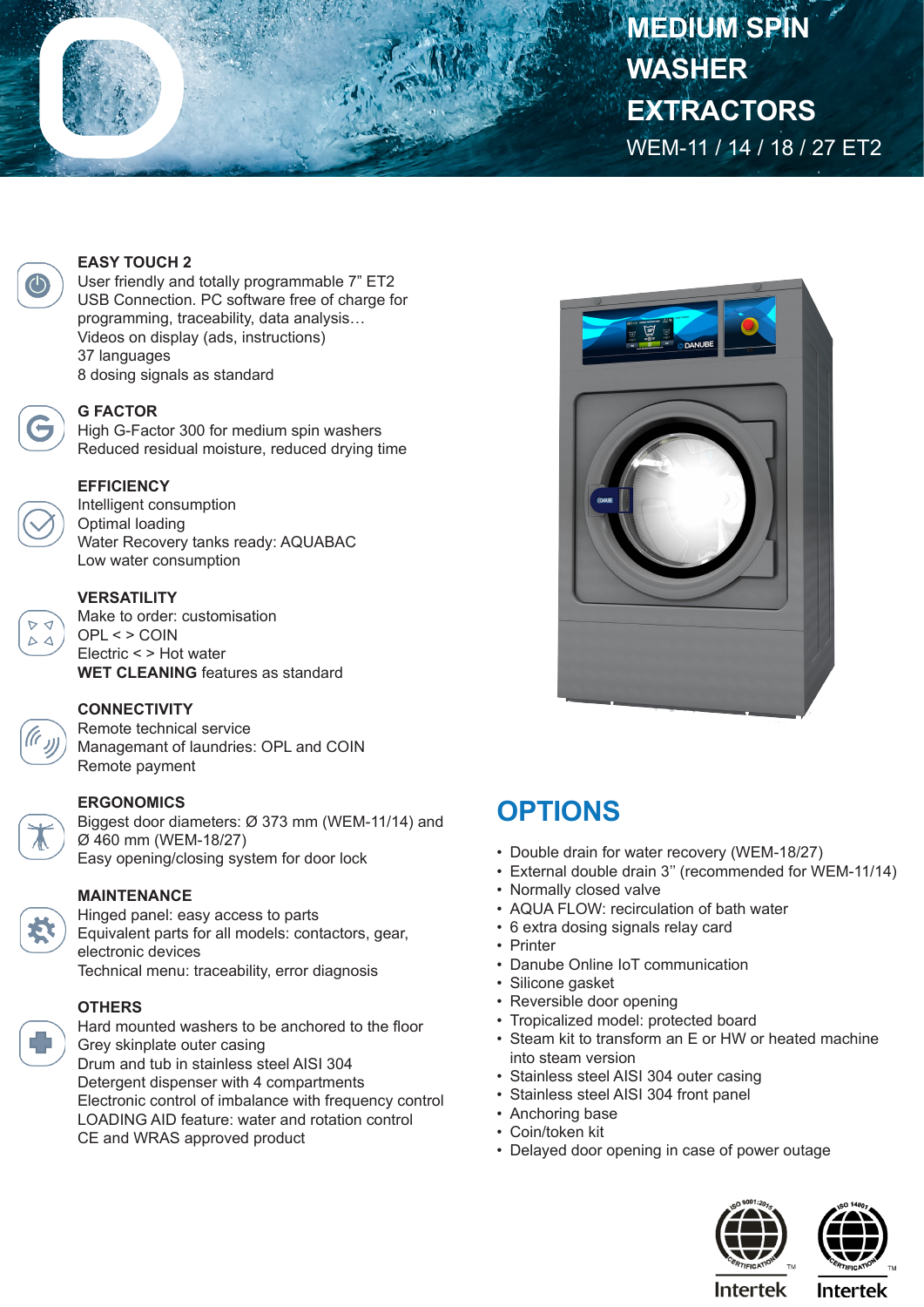# MEDIUM SPIN WASHER EXTRACTORS

WEM-11 / 14 / 18 / 27 ET2

### EASY TOUCH 2

User friendly and totally programmable 7" ET2
USB Connection. PC software free of charge for programming, traceability, data analysis…
Videos on display (ads, instructions)
37 languages
8 dosing signals as standard

### G FACTOR

High G-Factor 300 for medium spin washers
Reduced residual moisture, reduced drying time

### EFFICIENCY

Intelligent consumption
Optimal loading
Water Recovery tanks ready: AQUABAC
Low water consumption

### VERSATILITY

Make to order: customisation
OPL < > COIN
Electric < > Hot water
**WET CLEANING** features as standard

### CONNECTIVITY

Remote technical service
Managemant of laundries: OPL and COIN
Remote payment

### ERGONOMICS

Biggest door diameters: Ø 373 mm (WEM-11/14) and Ø 460 mm (WEM-18/27)
Easy opening/closing system for door lock

### MAINTENANCE

Hinged panel: easy access to parts
Equivalent parts for all models: contactors, gear, electronic devices
Technical menu: traceability, error diagnosis

### OTHERS

Hard mounted washers to be anchored to the floor
Grey skinplate outer casing
Drum and tub in stainless steel AISI 304
Detergent dispenser with 4 compartments
Electronic control of imbalance with frequency control
LOADING AID feature: water and rotation control
CE and WRAS approved product

## OPTIONS

- Double drain for water recovery (WEM-18/27)
- External double drain 3" (recommended for WEM-11/14)
- Normally closed valve
- AQUA FLOW: recirculation of bath water
- 6 extra dosing signals relay card
- Printer
- Danube Online IoT communication
- Silicone gasket
- Reversible door opening
- Tropicalized model: protected board
- Steam kit to transform an E or HW or heated machine into steam version
- Stainless steel AISI 304 outer casing
- Stainless steel AISI 304 front panel
- Anchoring base
- Coin/token kit
- Delayed door opening in case of power outage

ISO 9001:2015 CERTIFICATION Intertek
ISO 14001 CERTIFICATION Intertek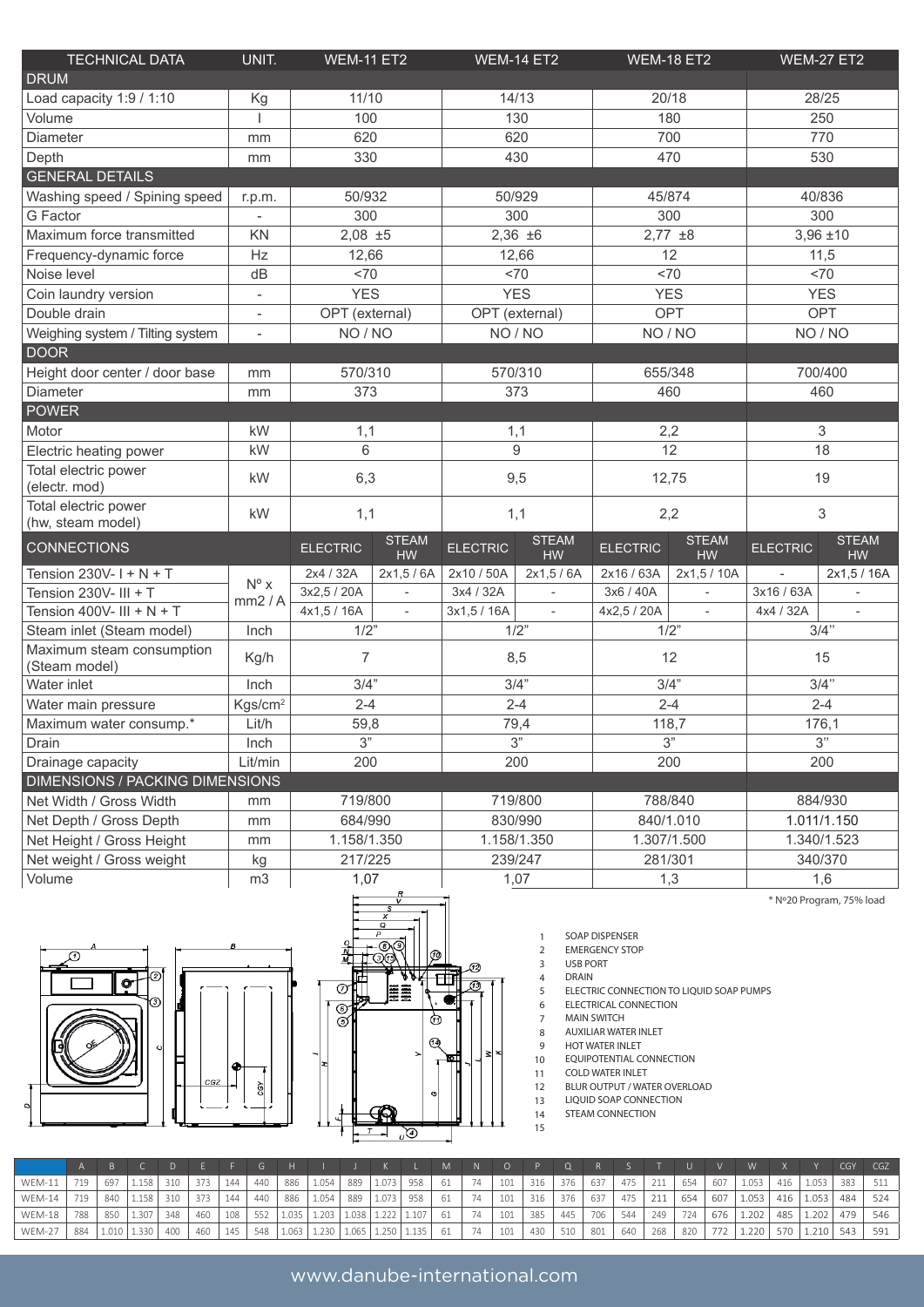| TECHNICAL DATA | UNIT. | WEM-11 ET2 | | WEM-14 ET2 | | WEM-18 ET2 | | WEM-27 ET2 | |
|---|---|---|---|---|---|---|---|---|---|
| **DRUM** | | | | | | | | | |
| Load capacity 1:9 / 1:10 | Kg | 11/10 | | 14/13 | | 20/18 | | 28/25 | |
| Volume | l | 100 | | 130 | | 180 | | 250 | |
| Diameter | mm | 620 | | 620 | | 700 | | 770 | |
| Depth | mm | 330 | | 430 | | 470 | | 530 | |
| **GENERAL DETAILS** | | | | | | | | | |
| Washing speed / Spining speed | r.p.m. | 50/932 | | 50/929 | | 45/874 | | 40/836 | |
| G Factor | - | 300 | | 300 | | 300 | | 300 | |
| Maximum force transmitted | KN | 2,08 ±5 | | 2,36 ±6 | | 2,77 ±8 | | 3,96 ±10 | |
| Frequency-dynamic force | Hz | 12,66 | | 12,66 | | 12 | | 11,5 | |
| Noise level | dB | <70 | | <70 | | <70 | | <70 | |
| Coin laundry version | - | YES | | YES | | YES | | YES | |
| Double drain | - | OPT (external) | | OPT (external) | | OPT | | OPT | |
| Weighing system / Tilting system | - | NO / NO | | NO / NO | | NO / NO | | NO / NO | |
| **DOOR** | | | | | | | | | |
| Height door center / door base | mm | 570/310 | | 570/310 | | 655/348 | | 700/400 | |
| Diameter | mm | 373 | | 373 | | 460 | | 460 | |
| **POWER** | | | | | | | | | |
| Motor | kW | 1,1 | | 1,1 | | 2,2 | | 3 | |
| Electric heating power | kW | 6 | | 9 | | 12 | | 18 | |
| Total electric power (electr. mod) | kW | 6,3 | | 9,5 | | 12,75 | | 19 | |
| Total electric power (hw, steam model) | kW | 1,1 | | 1,1 | | 2,2 | | 3 | |
| **CONNECTIONS** | | ELECTRIC | STEAM HW | ELECTRIC | STEAM HW | ELECTRIC | STEAM HW | ELECTRIC | STEAM HW |
| Tension 230V- I + N + T | Nº x mm2 / A | 2x4 / 32A | 2x1,5 / 6A | 2x10 / 50A | 2x1,5 / 6A | 2x16 / 63A | 2x1,5 / 10A | - | 2x1,5 / 16A |
| Tension 230V- III + T | Nº x mm2 / A | 3x2,5 / 20A | - | 3x4 / 32A | - | 3x6 / 40A | - | 3x16 / 63A | - |
| Tension 400V- III + N + T | Nº x mm2 / A | 4x1,5 / 16A | - | 3x1,5 / 16A | - | 4x2,5 / 20A | - | 4x4 / 32A | - |
| Steam inlet (Steam model) | Inch | 1/2" | | 1/2" | | 1/2" | | 3/4" | |
| Maximum steam consumption (Steam model) | Kg/h | 7 | | 8,5 | | 12 | | 15 | |
| Water inlet | Inch | 3/4" | | 3/4" | | 3/4" | | 3/4" | |
| Water main pressure | Kgs/cm² | 2-4 | | 2-4 | | 2-4 | | 2-4 | |
| Maximum water consump.* | Lit/h | 59,8 | | 79,4 | | 118,7 | | 176,1 | |
| Drain | Inch | 3" | | 3" | | 3" | | 3" | |
| Drainage capacity | Lit/min | 200 | | 200 | | 200 | | 200 | |
| **DIMENSIONS / PACKING DIMENSIONS** | | | | | | | | | |
| Net Width / Gross Width | mm | 719/800 | | 719/800 | | 788/840 | | 884/930 | |
| Net Depth / Gross Depth | mm | 684/990 | | 830/990 | | 840/1.010 | | 1.011/1.150 | |
| Net Height / Gross Height | mm | 1.158/1.350 | | 1.158/1.350 | | 1.307/1.500 | | 1.340/1.523 | |
| Net weight / Gross weight | kg | 217/225 | | 239/247 | | 281/301 | | 340/370 | |
| Volume | m3 | 1,07 | | 1,07 | | 1,3 | | 1,6 | |

* Nº20 Program, 75% load

1. SOAP DISPENSER
2. EMERGENCY STOP
3. USB PORT
4. DRAIN
5. ELECTRIC CONNECTION TO LIQUID SOAP PUMPS
6. ELECTRICAL CONNECTION
7. MAIN SWITCH
8. AUXILIAR WATER INLET
9. HOT WATER INLET
10. EQUIPOTENTIAL CONNECTION
11. COLD WATER INLET
12. BLUR OUTPUT / WATER OVERLOAD
13. LIQUID SOAP CONNECTION
14. STEAM CONNECTION
15.

| | A | B | C | D | E | F | G | H | I | J | K | L | M | N | O | P | Q | R | S | T | U | V | W | X | Y | CGY | CGZ |
|---|---|---|---|---|---|---|---|---|---|---|---|---|---|---|---|---|---|---|---|---|---|---|---|---|---|---|---|
| WEM-11 | 719 | 697 | 1.158 | 310 | 373 | 144 | 440 | 886 | 1.054 | 889 | 1.073 | 958 | 61 | 74 | 101 | 316 | 376 | 637 | 475 | 211 | 654 | 607 | 1.053 | 416 | 1.053 | 383 | 511 |
| WEM-14 | 719 | 840 | 1.158 | 310 | 373 | 144 | 440 | 886 | 1.054 | 889 | 1.073 | 958 | 61 | 74 | 101 | 316 | 376 | 637 | 475 | 211 | 654 | 607 | 1.053 | 416 | 1.053 | 484 | 524 |
| WEM-18 | 788 | 850 | 1.307 | 348 | 460 | 108 | 552 | 1.035 | 1.203 | 1.038 | 1.222 | 1.107 | 61 | 74 | 101 | 385 | 445 | 706 | 544 | 249 | 724 | 676 | 1.202 | 485 | 1.202 | 479 | 546 |
| WEM-27 | 884 | 1.010 | 1.330 | 400 | 460 | 145 | 548 | 1.063 | 1.230 | 1.065 | 1.250 | 1.135 | 61 | 74 | 101 | 430 | 510 | 801 | 640 | 268 | 820 | 772 | 1.220 | 570 | 1.210 | 543 | 591 |

www.danube-international.com